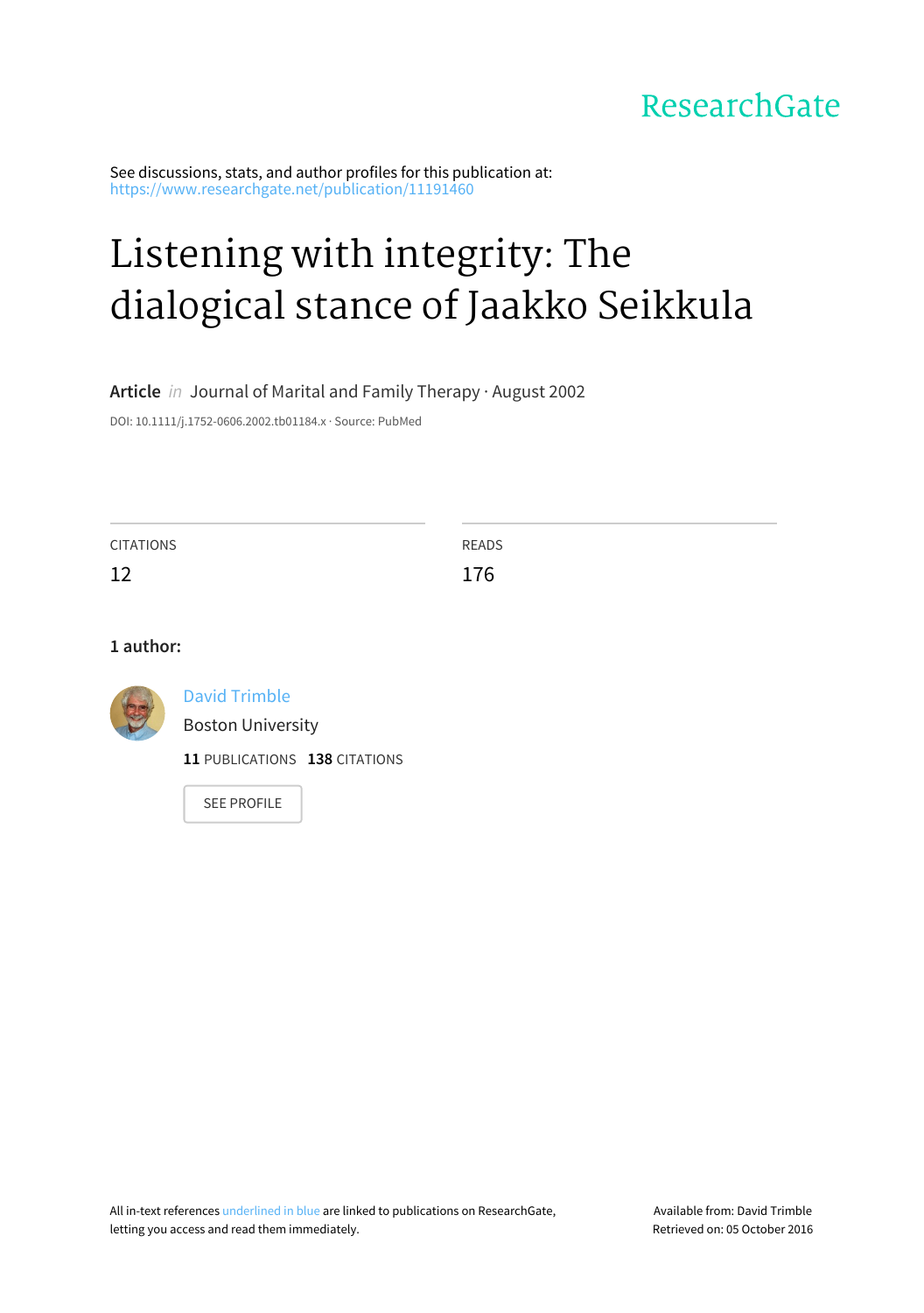ResearchGate

See discussions, stats, and author profiles for this publication at: https://www.researchgate.net/publication/11191460

# Listening with integrity: The dialogical stance of Jaakko Seikkula

**Article** *in* Journal of Marital and Family Therapy · August 2002

DOI: 10.1111/j.1752-0606.2002.tb01184.x · Source: PubMed

| CITATIONS | READS |
|---|---|
| 12 | 176 |

**1 author:**

David Trimble
Boston University
**11** PUBLICATIONS **138** CITATIONS

SEE PROFILE

All in-text references underlined in blue are linked to publications on ResearchGate, letting you access and read them immediately.

Available from: David Trimble
Retrieved on: 05 October 2016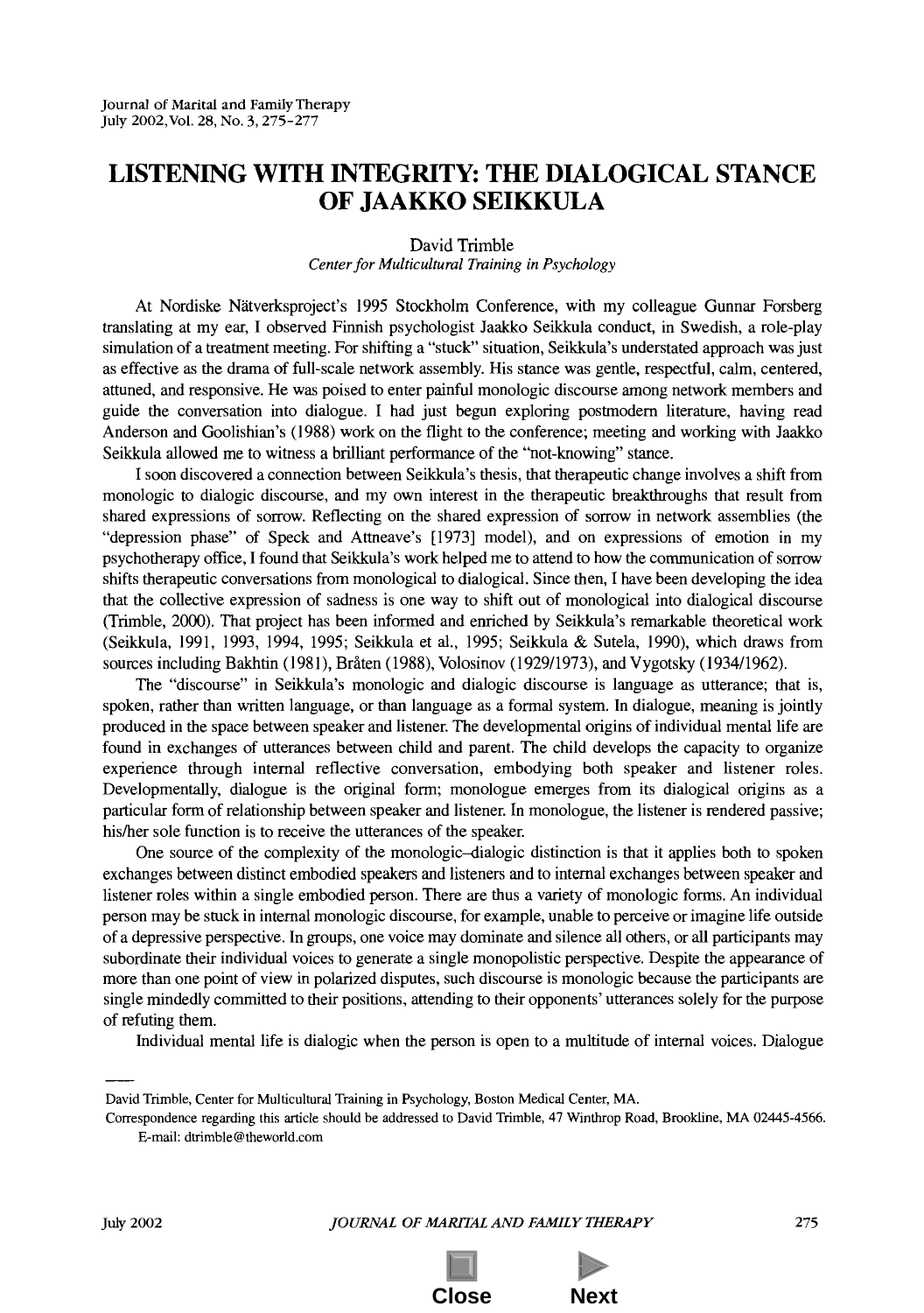Journal of Marital and Family Therapy
July 2002, Vol. 28, No. 3, 275–277

# LISTENING WITH INTEGRITY: THE DIALOGICAL STANCE OF JAAKKO SEIKKULA

David Trimble
*Center for Multicultural Training in Psychology*

At Nordiske Nätverksproject's 1995 Stockholm Conference, with my colleague Gunnar Forsberg translating at my ear, I observed Finnish psychologist Jaakko Seikkula conduct, in Swedish, a role-play simulation of a treatment meeting. For shifting a "stuck" situation, Seikkula's understated approach was just as effective as the drama of full-scale network assembly. His stance was gentle, respectful, calm, centered, attuned, and responsive. He was poised to enter painful monologic discourse among network members and guide the conversation into dialogue. I had just begun exploring postmodern literature, having read Anderson and Goolishian's (1988) work on the flight to the conference; meeting and working with Jaakko Seikkula allowed me to witness a brilliant performance of the "not-knowing" stance.

I soon discovered a connection between Seikkula's thesis, that therapeutic change involves a shift from monologic to dialogic discourse, and my own interest in the therapeutic breakthroughs that result from shared expressions of sorrow. Reflecting on the shared expression of sorrow in network assemblies (the "depression phase" of Speck and Attneave's [1973] model), and on expressions of emotion in my psychotherapy office, I found that Seikkula's work helped me to attend to how the communication of sorrow shifts therapeutic conversations from monological to dialogical. Since then, I have been developing the idea that the collective expression of sadness is one way to shift out of monological into dialogical discourse (Trimble, 2000). That project has been informed and enriched by Seikkula's remarkable theoretical work (Seikkula, 1991, 1993, 1994, 1995; Seikkula et al., 1995; Seikkula & Sutela, 1990), which draws from sources including Bakhtin (1981), Bråten (1988), Volosinov (1929/1973), and Vygotsky (1934/1962).

The "discourse" in Seikkula's monologic and dialogic discourse is language as utterance; that is, spoken, rather than written language, or than language as a formal system. In dialogue, meaning is jointly produced in the space between speaker and listener. The developmental origins of individual mental life are found in exchanges of utterances between child and parent. The child develops the capacity to organize experience through internal reflective conversation, embodying both speaker and listener roles. Developmentally, dialogue is the original form; monologue emerges from its dialogical origins as a particular form of relationship between speaker and listener. In monologue, the listener is rendered passive; his/her sole function is to receive the utterances of the speaker.

One source of the complexity of the monologic–dialogic distinction is that it applies both to spoken exchanges between distinct embodied speakers and listeners and to internal exchanges between speaker and listener roles within a single embodied person. There are thus a variety of monologic forms. An individual person may be stuck in internal monologic discourse, for example, unable to perceive or imagine life outside of a depressive perspective. In groups, one voice may dominate and silence all others, or all participants may subordinate their individual voices to generate a single monopolistic perspective. Despite the appearance of more than one point of view in polarized disputes, such discourse is monologic because the participants are single mindedly committed to their positions, attending to their opponents' utterances solely for the purpose of refuting them.

Individual mental life is dialogic when the person is open to a multitude of internal voices. Dialogue

---

David Trimble, Center for Multicultural Training in Psychology, Boston Medical Center, MA.

Correspondence regarding this article should be addressed to David Trimble, 47 Winthrop Road, Brookline, MA 02445-4566. E-mail: dtrimble@theworld.com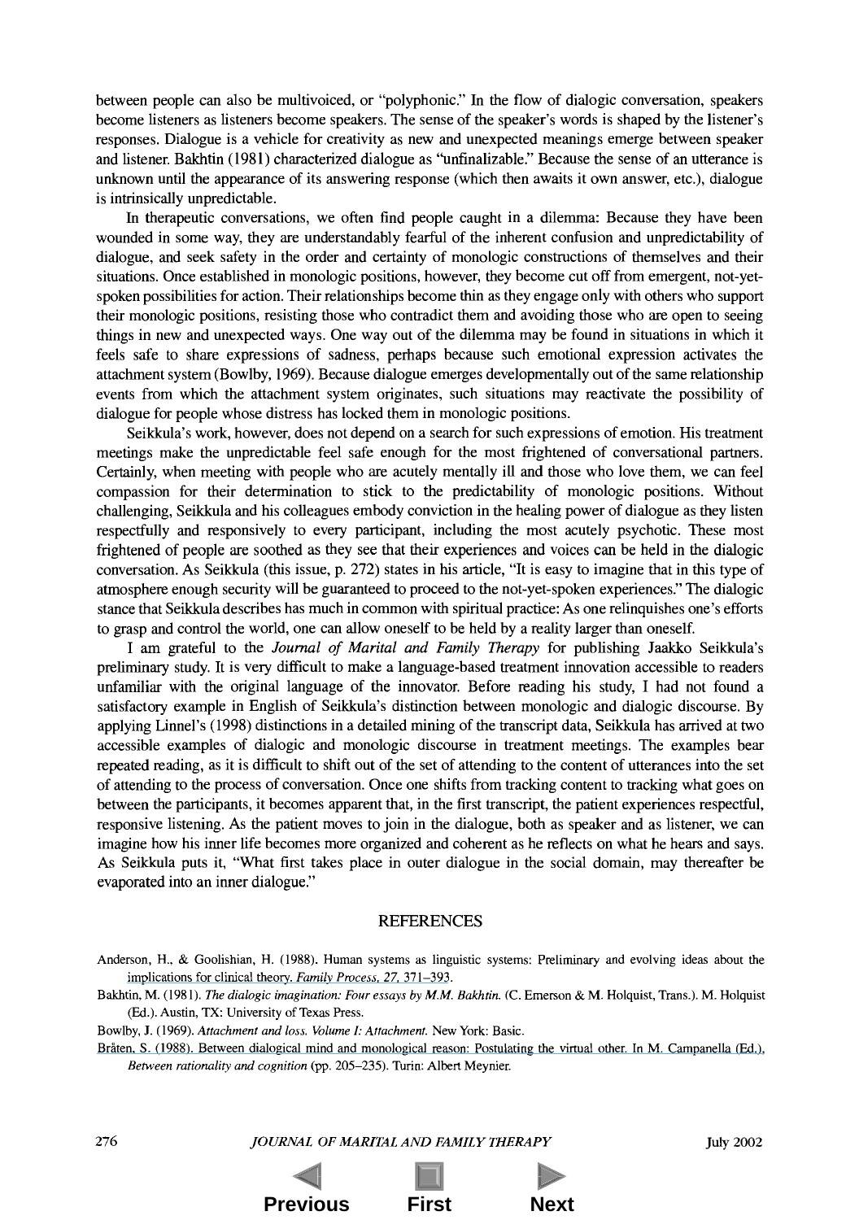between people can also be multivoiced, or "polyphonic." In the flow of dialogic conversation, speakers become listeners as listeners become speakers. The sense of the speaker's words is shaped by the listener's responses. Dialogue is a vehicle for creativity as new and unexpected meanings emerge between speaker and listener. Bakhtin (1981) characterized dialogue as "unfinalizable." Because the sense of an utterance is unknown until the appearance of its answering response (which then awaits it own answer, etc.), dialogue is intrinsically unpredictable.

In therapeutic conversations, we often find people caught in a dilemma: Because they have been wounded in some way, they are understandably fearful of the inherent confusion and unpredictability of dialogue, and seek safety in the order and certainty of monologic constructions of themselves and their situations. Once established in monologic positions, however, they become cut off from emergent, not-yet-spoken possibilities for action. Their relationships become thin as they engage only with others who support their monologic positions, resisting those who contradict them and avoiding those who are open to seeing things in new and unexpected ways. One way out of the dilemma may be found in situations in which it feels safe to share expressions of sadness, perhaps because such emotional expression activates the attachment system (Bowlby, 1969). Because dialogue emerges developmentally out of the same relationship events from which the attachment system originates, such situations may reactivate the possibility of dialogue for people whose distress has locked them in monologic positions.

Seikkula's work, however, does not depend on a search for such expressions of emotion. His treatment meetings make the unpredictable feel safe enough for the most frightened of conversational partners. Certainly, when meeting with people who are acutely mentally ill and those who love them, we can feel compassion for their determination to stick to the predictability of monologic positions. Without challenging, Seikkula and his colleagues embody conviction in the healing power of dialogue as they listen respectfully and responsively to every participant, including the most acutely psychotic. These most frightened of people are soothed as they see that their experiences and voices can be held in the dialogic conversation. As Seikkula (this issue, p. 272) states in his article, "It is easy to imagine that in this type of atmosphere enough security will be guaranteed to proceed to the not-yet-spoken experiences." The dialogic stance that Seikkula describes has much in common with spiritual practice: As one relinquishes one's efforts to grasp and control the world, one can allow oneself to be held by a reality larger than oneself.

I am grateful to the *Journal of Marital and Family Therapy* for publishing Jaakko Seikkula's preliminary study. It is very difficult to make a language-based treatment innovation accessible to readers unfamiliar with the original language of the innovator. Before reading his study, I had not found a satisfactory example in English of Seikkula's distinction between monologic and dialogic discourse. By applying Linnel's (1998) distinctions in a detailed mining of the transcript data, Seikkula has arrived at two accessible examples of dialogic and monologic discourse in treatment meetings. The examples bear repeated reading, as it is difficult to shift out of the set of attending to the content of utterances into the set of attending to the process of conversation. Once one shifts from tracking content to tracking what goes on between the participants, it becomes apparent that, in the first transcript, the patient experiences respectful, responsive listening. As the patient moves to join in the dialogue, both as speaker and as listener, we can imagine how his inner life becomes more organized and coherent as he reflects on what he hears and says. As Seikkula puts it, "What first takes place in outer dialogue in the social domain, may thereafter be evaporated into an inner dialogue."

## REFERENCES

Anderson, H., & Goolishian, H. (1988). Human systems as linguistic systems: Preliminary and evolving ideas about the implications for clinical theory. *Family Process, 27*, 371–393.

Bakhtin, M. (1981). *The dialogic imagination: Four essays by M.M. Bakhtin.* (C. Emerson & M. Holquist, Trans.). M. Holquist (Ed.). Austin, TX: University of Texas Press.

Bowlby, J. (1969). *Attachment and loss. Volume I: Attachment.* New York: Basic.

Bråten, S. (1988). Between dialogical mind and monological reason: Postulating the virtual other. In M. Campanella (Ed.), *Between rationality and cognition* (pp. 205–235). Turin: Albert Meynier.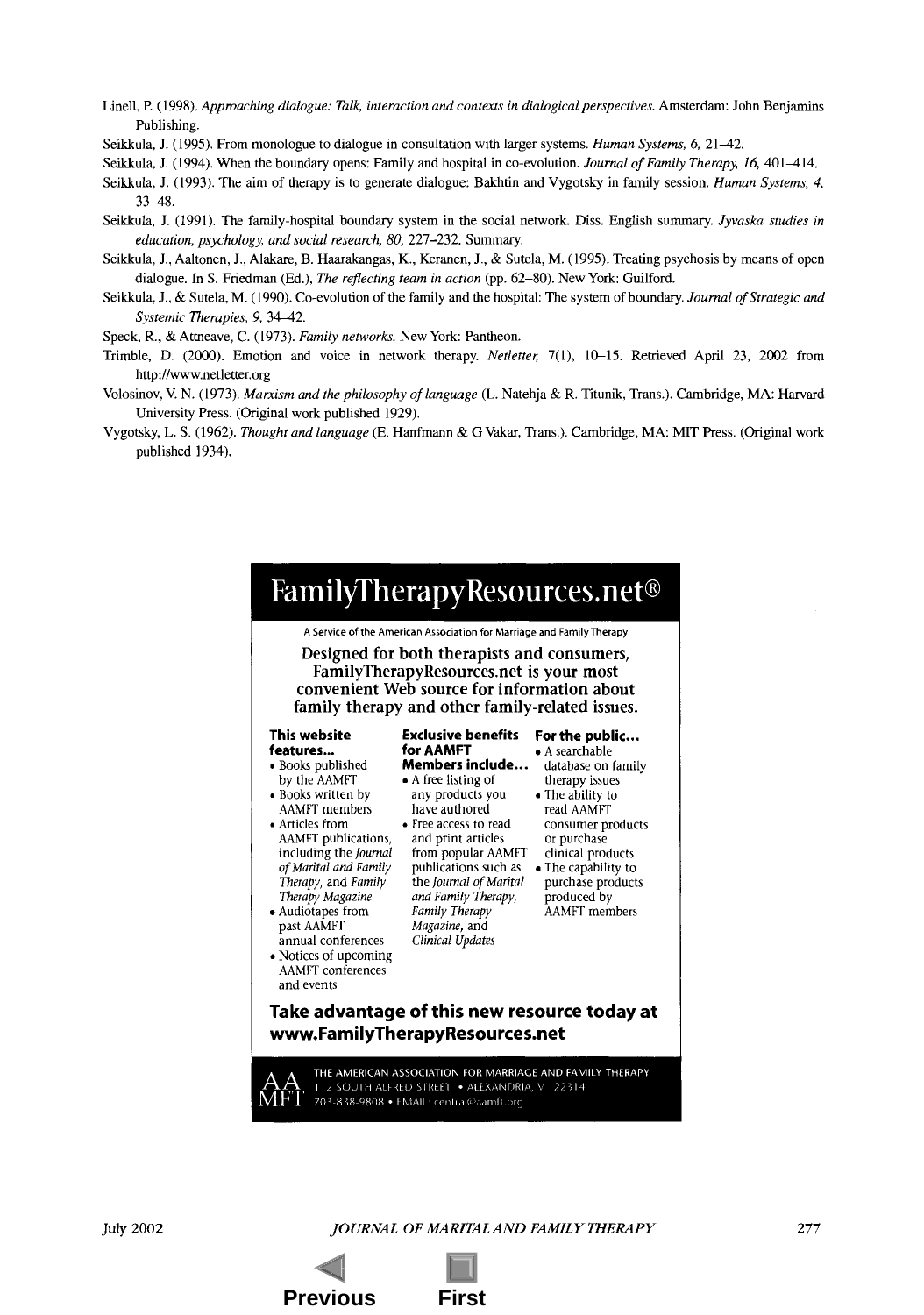Linell, P. (1998). *Approaching dialogue: Talk, interaction and contexts in dialogical perspectives.* Amsterdam: John Benjamins Publishing.

Seikkula, J. (1995). From monologue to dialogue in consultation with larger systems. *Human Systems, 6,* 21–42.

Seikkula, J. (1994). When the boundary opens: Family and hospital in co-evolution. *Journal of Family Therapy, 16,* 401–414.

Seikkula, J. (1993). The aim of therapy is to generate dialogue: Bakhtin and Vygotsky in family session. *Human Systems, 4,* 33–48.

Seikkula, J. (1991). The family-hospital boundary system in the social network. Diss. English summary. *Jyvaska studies in education, psychology, and social research, 80,* 227–232. Summary.

Seikkula, J., Aaltonen, J., Alakare, B. Haarakangas, K., Keranen, J., & Sutela, M. (1995). Treating psychosis by means of open dialogue. In S. Friedman (Ed.), *The reflecting team in action* (pp. 62–80). New York: Guilford.

Seikkula, J., & Sutela, M. (1990). Co-evolution of the family and the hospital: The system of boundary. *Journal of Strategic and Systemic Therapies, 9,* 34–42.

Speck, R., & Attneave, C. (1973). *Family networks.* New York: Pantheon.

Trimble, D. (2000). Emotion and voice in network therapy. *Netletter,* 7(1), 10–15. Retrieved April 23, 2002 from http://www.netletter.org

Volosinov, V. N. (1973). *Marxism and the philosophy of language* (L. Natehja & R. Titunik, Trans.). Cambridge, MA: Harvard University Press. (Original work published 1929).

Vygotsky, L. S. (1962). *Thought and language* (E. Hanfmann & G Vakar, Trans.). Cambridge, MA: MIT Press. (Original work published 1934).

# FamilyTherapyResources.net®

A Service of the American Association for Marriage and Family Therapy

**Designed for both therapists and consumers, FamilyTherapyResources.net is your most convenient Web source for information about family therapy and other family-related issues.**

**This website features...**

- Books published by the AAMFT
- Books written by AAMFT members
- Articles from AAMFT publications, including the *Journal of Marital and Family Therapy,* and *Family Therapy Magazine*
- Audiotapes from past AAMFT annual conferences
- Notices of upcoming AAMFT conferences and events

**Exclusive benefits for AAMFT Members include...**

- A free listing of any products you have authored
- Free access to read and print articles from popular AAMFT publications such as the *Journal of Marital and Family Therapy, Family Therapy Magazine,* and *Clinical Updates*

**For the public...**

- A searchable database on family therapy issues
- The ability to read AAMFT consumer products or purchase clinical products
- The capability to purchase products produced by AAMFT members

**Take advantage of this new resource today at www.FamilyTherapyResources.net**

AAMFT THE AMERICAN ASSOCIATION FOR MARRIAGE AND FAMILY THERAPY
112 SOUTH ALFRED STREET • ALEXANDRIA, VA 22314
703-838-9808 • EMAIL: central@aamft.org